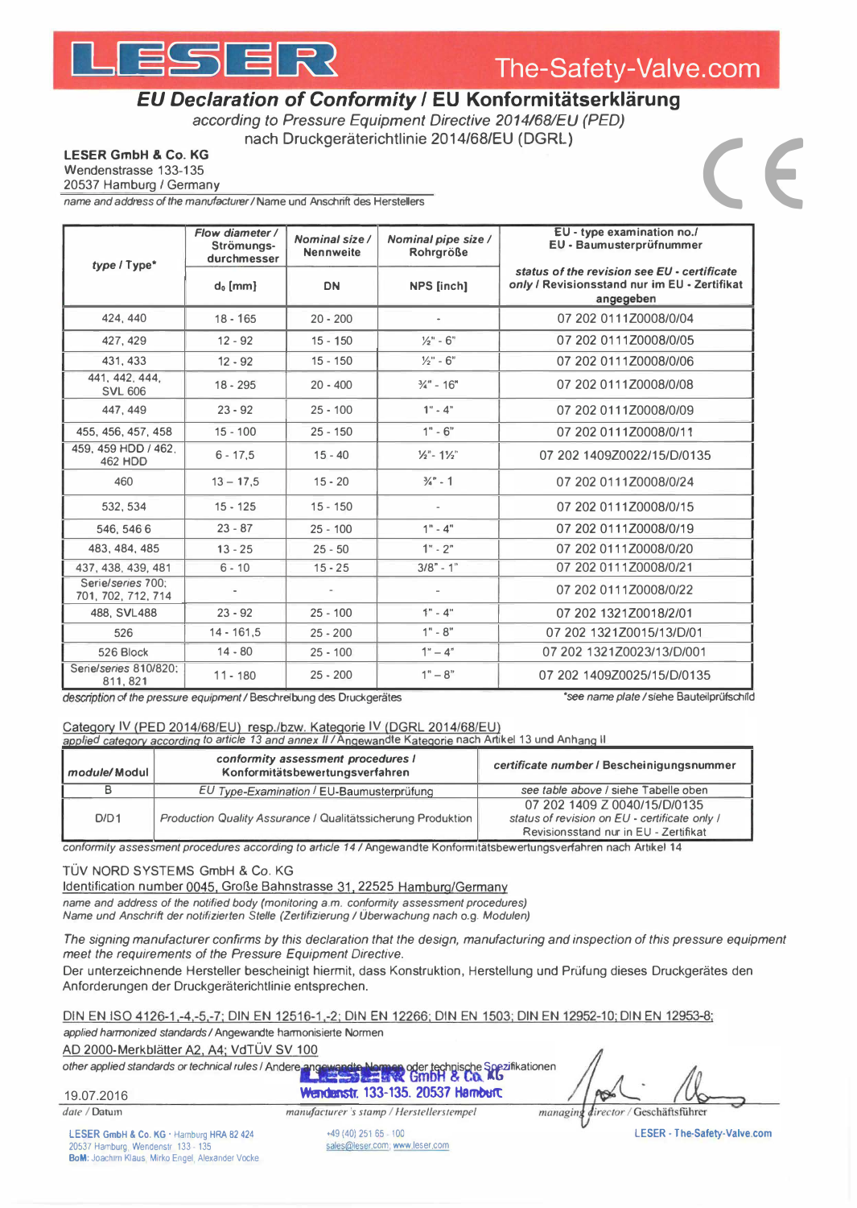LESER The-Safety-Valve.com

# EU Declaration of Conformity / EU Konformitätserklärung

*according to Pressure Equipment Directive 2014/68/EU (PED)*
nach Druckgeräterichtlinie 2014/68/EU (DGRL)

**LESER GmbH & Co. KG**
Wendenstrasse 133-135
20537 Hamburg / Germany

*name and address of the manufacturer* / Name und Anschrift des Herstellers

CE

| *type* / Type* | *Flow diameter* / Strömungs-durchmesser | *Nominal size* / Nennweite | *Nominal pipe size* / Rohrgröße | EU - type examination no./ EU - Baumusterprüfnummer *status of the revision see EU - certificate only* / Revisionsstand nur im EU - Zertifikat angegeben |
|---|---|---|---|---|
| | $d_0$ [mm] | DN | NPS [inch] | |
| 424, 440 | 18 - 165 | 20 - 200 | - | 07 202 0111Z0008/0/04 |
| 427, 429 | 12 - 92 | 15 - 150 | ½" - 6" | 07 202 0111Z0008/0/05 |
| 431, 433 | 12 - 92 | 15 - 150 | ½" - 6" | 07 202 0111Z0008/0/06 |
| 441, 442, 444, SVL 606 | 18 - 295 | 20 - 400 | ¾" - 16" | 07 202 0111Z0008/0/08 |
| 447, 449 | 23 - 92 | 25 - 100 | 1" - 4" | 07 202 0111Z0008/0/09 |
| 455, 456, 457, 458 | 15 - 100 | 25 - 150 | 1" - 6" | 07 202 0111Z0008/0/11 |
| 459, 459 HDD / 462, 462 HDD | 6 - 17,5 | 15 - 40 | ½"- 1½" | 07 202 1409Z0022/15/D/0135 |
| 460 | 13 – 17,5 | 15 - 20 | ¾" - 1 | 07 202 0111Z0008/0/24 |
| 532, 534 | 15 - 125 | 15 - 150 | - | 07 202 0111Z0008/0/15 |
| 546, 546 6 | 23 - 87 | 25 - 100 | 1" - 4" | 07 202 0111Z0008/0/19 |
| 483, 484, 485 | 13 - 25 | 25 - 50 | 1" - 2" | 07 202 0111Z0008/0/20 |
| 437, 438, 439, 481 | 6 - 10 | 15 - 25 | 3/8" - 1" | 07 202 0111Z0008/0/21 |
| Serie/*series* 700; 701, 702, 712, 714 | - | - | - | 07 202 0111Z0008/0/22 |
| 488, SVL488 | 23 - 92 | 25 - 100 | 1" - 4" | 07 202 1321Z0018/2/01 |
| 526 | 14 - 161,5 | 25 - 200 | 1" - 8" | 07 202 1321Z0015/13/D/01 |
| 526 Block | 14 - 80 | 25 - 100 | 1" – 4" | 07 202 1321Z0023/13/D/001 |
| Serie/*series* 810/820; 811, 821 | 11 - 180 | 25 - 200 | 1" – 8" | 07 202 1409Z0025/15/D/0135 |

*description of the pressure equipment* / Beschreibung des Druckgerätes — *see name plate / siehe Bauteilprüfschild

Category IV (PED 2014/68/EU) resp./bzw. Kategorie IV (DGRL 2014/68/EU)
*applied category according to article 13 and annex II* / Angewandte Kategorie nach Artikel 13 und Anhang II

| *module*/ Modul | *conformity assessment procedures* / Konformitätsbewertungsverfahren | *certificate number* / Bescheinigungsnummer |
|---|---|---|
| B | *EU Type-Examination* / EU-Baumusterprüfung | *see table above* / siehe Tabelle oben |
| D/D1 | *Production Quality Assurance* / Qualitätssicherung Produktion | 07 202 1409 Z 0040/15/D/0135 *status of revision on EU - certificate only* / Revisionsstand nur in EU - Zertifikat |

*conformity assessment procedures according to article 14* / Angewandte Konformitätsbewertungsverfahren nach Artikel 14

TÜV NORD SYSTEMS GmbH & Co. KG
Identification number 0045, Große Bahnstrasse 31, 22525 Hamburg/Germany
*name and address of the notified body (monitoring a.m. conformity assessment procedures)*
Name und Anschrift der notifizierten Stelle (Zertifizierung / Überwachung nach o.g. Modulen)

*The signing manufacturer confirms by this declaration that the design, manufacturing and inspection of this pressure equipment meet the requirements of the Pressure Equipment Directive.*
Der unterzeichnende Hersteller bescheinigt hiermit, dass Konstruktion, Herstellung und Prüfung dieses Druckgerätes den Anforderungen der Druckgeräterichtlinie entsprechen.

DIN EN ISO 4126-1,-4,-5,-7; DIN EN 12516-1,-2; DIN EN 12266; DIN EN 1503; DIN EN 12952-10; DIN EN 12953-8;
*applied harmonized standards* / Angewandte harmonisierte Normen

AD 2000-Merkblätter A2, A4; VdTÜV SV 100
*other applied standards or technical rules* / Andere angewandte Normen oder technische Spezifikationen

LESER GmbH & Co. KG
Wendenstr. 133-135. 20537 Hamburg

19.07.2016

*date* / Datum — *manufacturer's stamp* / Herstellerstempel — *managing director* / Geschäftsführer

LESER GmbH & Co. KG · Hamburg HRA 82 424
20537 Hamburg, Wendenstr. 133 - 135
BoM: Joachim Klaus, Mirko Engel, Alexander Vocke

+49 (40) 251 65 - 100
sales@leser.com; www.leser.com

LESER - The-Safety-Valve.com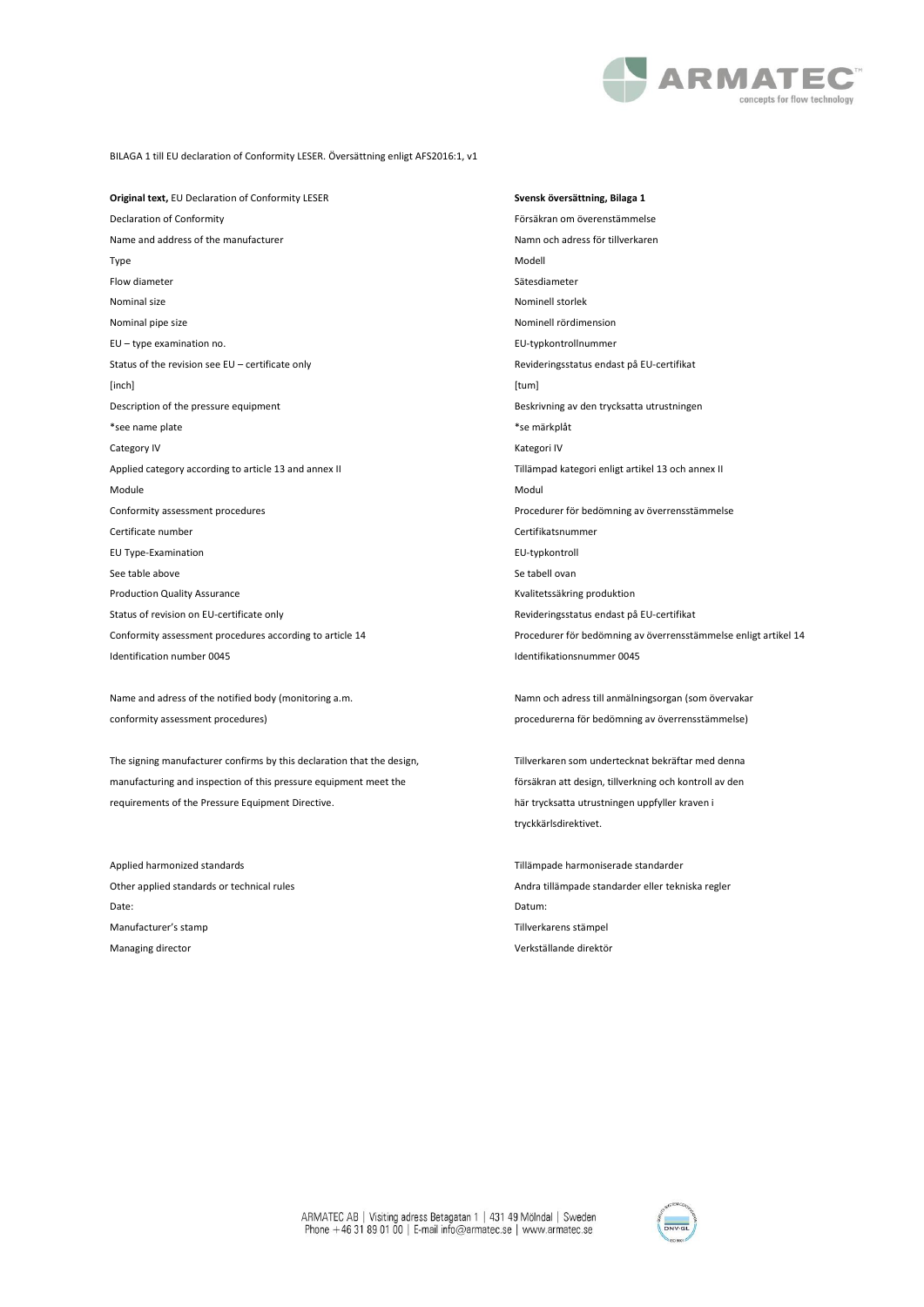BILAGA 1 till EU declaration of Conformity LESER. Översättning enligt AFS2016:1, v1

| **Original text,** EU Declaration of Conformity LESER | **Svensk översättning, Bilaga 1** |
|---|---|
| Declaration of Conformity | Försäkran om överenstämmelse |
| Name and address of the manufacturer | Namn och adress för tillverkaren |
| Type | Modell |
| Flow diameter | Sätesdiameter |
| Nominal size | Nominell storlek |
| Nominal pipe size | Nominell rördimension |
| EU – type examination no. | EU-typkontrollnummer |
| Status of the revision see EU – certificate only | Revideringsstatus endast på EU-certifikat |
| [inch] | [tum] |
| Description of the pressure equipment | Beskrivning av den trycksatta utrustningen |
| *see name plate | *se märkplåt |
| Category IV | Kategori IV |
| Applied category according to article 13 and annex II | Tillämpad kategori enligt artikel 13 och annex II |
| Module | Modul |
| Conformity assessment procedures | Procedurer för bedömning av överrensstämmelse |
| Certificate number | Certifikatsnummer |
| EU Type-Examination | EU-typkontroll |
| See table above | Se tabell ovan |
| Production Quality Assurance | Kvalitetssäkring produktion |
| Status of revision on EU-certificate only | Revideringsstatus endast på EU-certifikat |
| Conformity assessment procedures according to article 14 | Procedurer för bedömning av överrensstämmelse enligt artikel 14 |
| Identification number 0045 | Identifikationsnummer 0045 |
| Name and adress of the notified body (monitoring a.m. conformity assessment procedures) | Namn och adress till anmälningsorgan (som övervakar procedurerna för bedömning av överrensstämmelse) |
| The signing manufacturer confirms by this declaration that the design, manufacturing and inspection of this pressure equipment meet the requirements of the Pressure Equipment Directive. | Tillverkaren som undertecknat bekräftar med denna försäkran att design, tillverkning och kontroll av den här trycksatta utrustningen uppfyller kraven i tryckkärlsdirektivet. |
| Applied harmonized standards | Tillämpade harmoniserade standarder |
| Other applied standards or technical rules | Andra tillämpade standarder eller tekniska regler |
| Date: | Datum: |
| Manufacturer's stamp | Tillverkarens stämpel |
| Managing director | Verkställande direktör |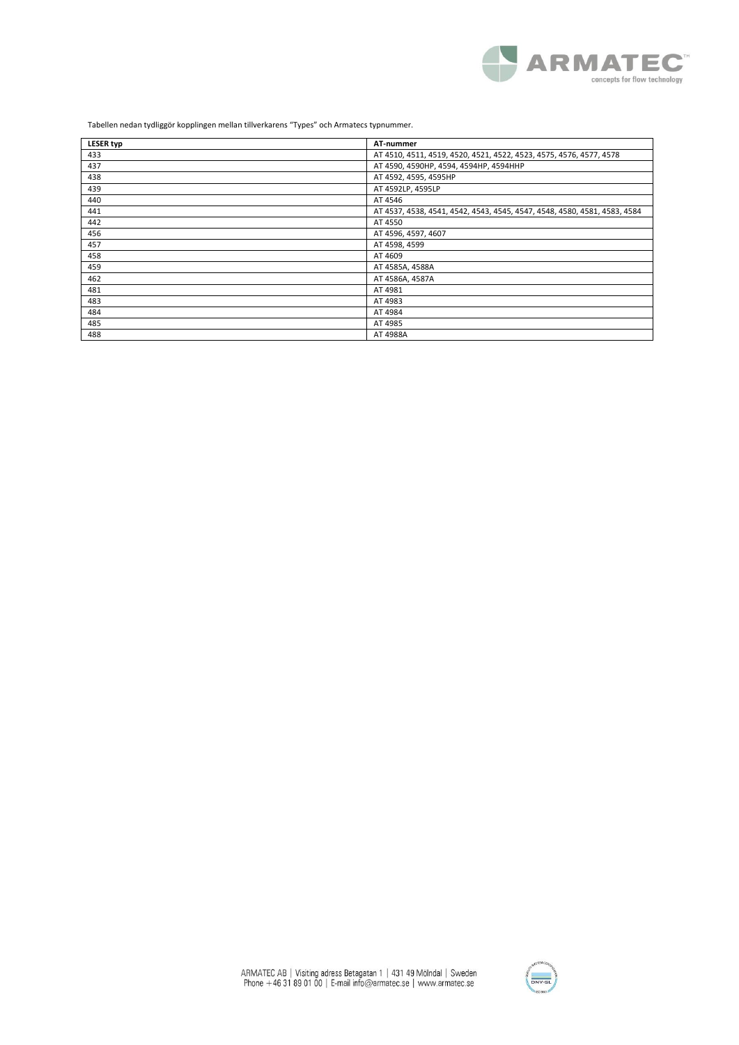Tabellen nedan tydliggör kopplingen mellan tillverkarens "Types" och Armatecs typnummer.

| LESER typ | AT-nummer |
| --- | --- |
| 433 | AT 4510, 4511, 4519, 4520, 4521, 4522, 4523, 4575, 4576, 4577, 4578 |
| 437 | AT 4590, 4590HP, 4594, 4594HP, 4594HHP |
| 438 | AT 4592, 4595, 4595HP |
| 439 | AT 4592LP, 4595LP |
| 440 | AT 4546 |
| 441 | AT 4537, 4538, 4541, 4542, 4543, 4545, 4547, 4548, 4580, 4581, 4583, 4584 |
| 442 | AT 4550 |
| 456 | AT 4596, 4597, 4607 |
| 457 | AT 4598, 4599 |
| 458 | AT 4609 |
| 459 | AT 4585A, 4588A |
| 462 | AT 4586A, 4587A |
| 481 | AT 4981 |
| 483 | AT 4983 |
| 484 | AT 4984 |
| 485 | AT 4985 |
| 488 | AT 4988A |